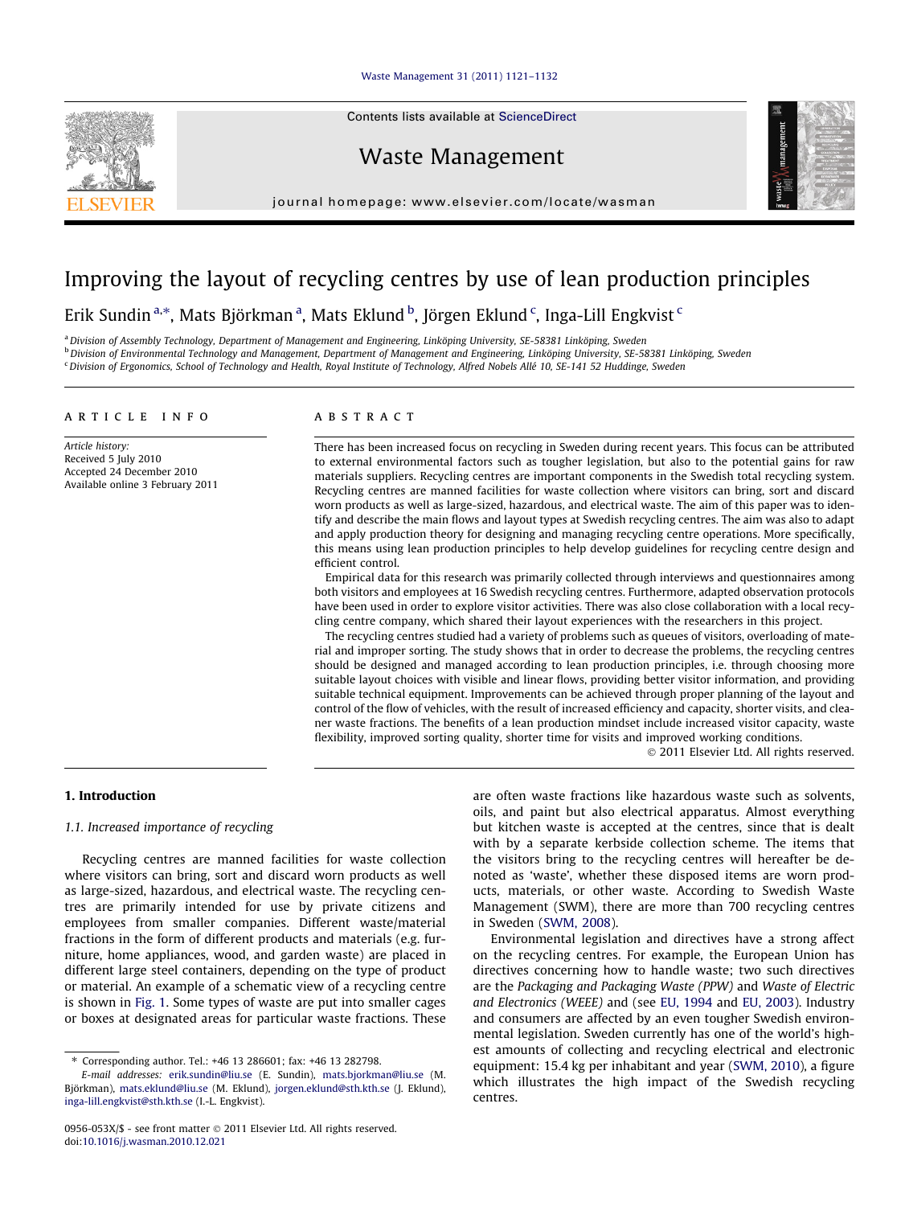# Improving the layout of recycling centres by use of lean production principles

Erik Sundin [a,*], Mats Björkman [a], Mats Eklund [b], Jörgen Eklund [c], Inga-Lill Engkvist [c]

[a] Division of Assembly Technology, Department of Management and Engineering, Linköping University, SE-58381 Linköping, Sweden
[b] Division of Environmental Technology and Management, Department of Management and Engineering, Linköping University, SE-58381 Linköping, Sweden
[c] Division of Ergonomics, School of Technology and Health, Royal Institute of Technology, Alfred Nobels Allé 10, SE-141 52 Huddinge, Sweden

## ARTICLE INFO

*Article history:*
Received 5 July 2010
Accepted 24 December 2010
Available online 3 February 2011

## ABSTRACT

There has been increased focus on recycling in Sweden during recent years. This focus can be attributed to external environmental factors such as tougher legislation, but also to the potential gains for raw materials suppliers. Recycling centres are important components in the Swedish total recycling system. Recycling centres are manned facilities for waste collection where visitors can bring, sort and discard worn products as well as large-sized, hazardous, and electrical waste. The aim of this paper was to identify and describe the main flows and layout types at Swedish recycling centres. The aim was also to adapt and apply production theory for designing and managing recycling centre operations. More specifically, this means using lean production principles to help develop guidelines for recycling centre design and efficient control.

Empirical data for this research was primarily collected through interviews and questionnaires among both visitors and employees at 16 Swedish recycling centres. Furthermore, adapted observation protocols have been used in order to explore visitor activities. There was also close collaboration with a local recycling centre company, which shared their layout experiences with the researchers in this project.

The recycling centres studied had a variety of problems such as queues of visitors, overloading of material and improper sorting. The study shows that in order to decrease the problems, the recycling centres should be designed and managed according to lean production principles, i.e. through choosing more suitable layout choices with visible and linear flows, providing better visitor information, and providing suitable technical equipment. Improvements can be achieved through proper planning of the layout and control of the flow of vehicles, with the result of increased efficiency and capacity, shorter visits, and cleaner waste fractions. The benefits of a lean production mindset include increased visitor capacity, waste flexibility, improved sorting quality, shorter time for visits and improved working conditions.

© 2011 Elsevier Ltd. All rights reserved.

## 1. Introduction

### 1.1. Increased importance of recycling

Recycling centres are manned facilities for waste collection where visitors can bring, sort and discard worn products as well as large-sized, hazardous, and electrical waste. The recycling centres are primarily intended for use by private citizens and employees from smaller companies. Different waste/material fractions in the form of different products and materials (e.g. furniture, home appliances, wood, and garden waste) are placed in different large steel containers, depending on the type of product or material. An example of a schematic view of a recycling centre is shown in Fig. 1. Some types of waste are put into smaller cages or boxes at designated areas for particular waste fractions. These are often waste fractions like hazardous waste such as solvents, oils, and paint but also electrical apparatus. Almost everything but kitchen waste is accepted at the centres, since that is dealt with by a separate kerbside collection scheme. The items that the visitors bring to the recycling centres will hereafter be denoted as 'waste', whether these disposed items are worn products, materials, or other waste. According to Swedish Waste Management (SWM), there are more than 700 recycling centres in Sweden (SWM, 2008).

Environmental legislation and directives have a strong affect on the recycling centres. For example, the European Union has directives concerning how to handle waste; two such directives are the *Packaging and Packaging Waste (PPW)* and *Waste of Electric and Electronics (WEEE)* and (see EU, 1994 and EU, 2003). Industry and consumers are affected by an even tougher Swedish environmental legislation. Sweden currently has one of the world's highest amounts of collecting and recycling electrical and electronic equipment: 15.4 kg per inhabitant and year (SWM, 2010), a figure which illustrates the high impact of the Swedish recycling centres.

* Corresponding author. Tel.: +46 13 286601; fax: +46 13 282798.
*E-mail addresses:* erik.sundin@liu.se (E. Sundin), mats.bjorkman@liu.se (M. Björkman), mats.eklund@liu.se (M. Eklund), jorgen.eklund@sth.kth.se (J. Eklund), inga-lill.engkvist@sth.kth.se (I.-L. Engkvist).

0956-053X/$ - see front matter © 2011 Elsevier Ltd. All rights reserved.
doi:10.1016/j.wasman.2010.12.021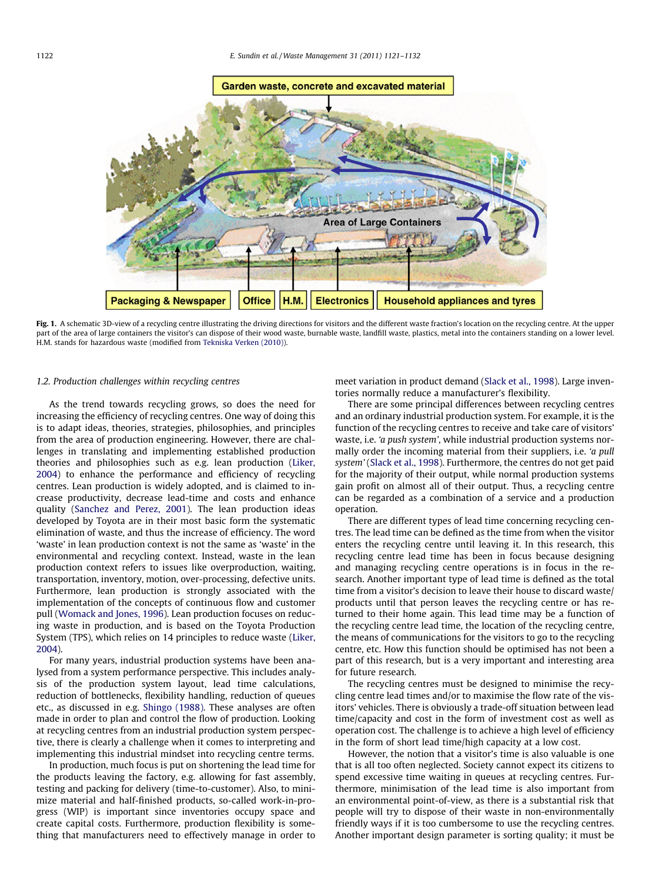Fig. 1. A schematic 3D-view of a recycling centre illustrating the driving directions for visitors and the different waste fraction's location on the recycling centre. At the upper part of the area of large containers the visitor's can dispose of their wood waste, burnable waste, landfill waste, plastics, metal into the containers standing on a lower level. H.M. stands for hazardous waste (modified from Tekniska Verken (2010)).

### 1.2. Production challenges within recycling centres

As the trend towards recycling grows, so does the need for increasing the efficiency of recycling centres. One way of doing this is to adapt ideas, theories, strategies, philosophies, and principles from the area of production engineering. However, there are challenges in translating and implementing established production theories and philosophies such as e.g. lean production (Liker, 2004) to enhance the performance and efficiency of recycling centres. Lean production is widely adopted, and is claimed to increase productivity, decrease lead-time and costs and enhance quality (Sanchez and Perez, 2001). The lean production ideas developed by Toyota are in their most basic form the systematic elimination of waste, and thus the increase of efficiency. The word 'waste' in lean production context is not the same as 'waste' in the environmental and recycling context. Instead, waste in the lean production context refers to issues like overproduction, waiting, transportation, inventory, motion, over-processing, defective units. Furthermore, lean production is strongly associated with the implementation of the concepts of continuous flow and customer pull (Womack and Jones, 1996). Lean production focuses on reducing waste in production, and is based on the Toyota Production System (TPS), which relies on 14 principles to reduce waste (Liker, 2004).

For many years, industrial production systems have been analysed from a system performance perspective. This includes analysis of the production system layout, lead time calculations, reduction of bottlenecks, flexibility handling, reduction of queues etc., as discussed in e.g. Shingo (1988). These analyses are often made in order to plan and control the flow of production. Looking at recycling centres from an industrial production system perspective, there is clearly a challenge when it comes to interpreting and implementing this industrial mindset into recycling centre terms.

In production, much focus is put on shortening the lead time for the products leaving the factory, e.g. allowing for fast assembly, testing and packing for delivery (time-to-customer). Also, to minimize material and half-finished products, so-called work-in-progress (WIP) is important since inventories occupy space and create capital costs. Furthermore, production flexibility is something that manufacturers need to effectively manage in order to meet variation in product demand (Slack et al., 1998). Large inventories normally reduce a manufacturer's flexibility.

There are some principal differences between recycling centres and an ordinary industrial production system. For example, it is the function of the recycling centres to receive and take care of visitors' waste, i.e. *'a push system'*, while industrial production systems normally order the incoming material from their suppliers, i.e. *'a pull system'* (Slack et al., 1998). Furthermore, the centres do not get paid for the majority of their output, while normal production systems gain profit on almost all of their output. Thus, a recycling centre can be regarded as a combination of a service and a production operation.

There are different types of lead time concerning recycling centres. The lead time can be defined as the time from when the visitor enters the recycling centre until leaving it. In this research, this recycling centre lead time has been in focus because designing and managing recycling centre operations is in focus in the research. Another important type of lead time is defined as the total time from a visitor's decision to leave their house to discard waste/products until that person leaves the recycling centre or has returned to their home again. This lead time may be a function of the recycling centre lead time, the location of the recycling centre, the means of communications for the visitors to go to the recycling centre, etc. How this function should be optimised has not been a part of this research, but is a very important and interesting area for future research.

The recycling centres must be designed to minimise the recycling centre lead times and/or to maximise the flow rate of the visitors' vehicles. There is obviously a trade-off situation between lead time/capacity and cost in the form of investment cost as well as operation cost. The challenge is to achieve a high level of efficiency in the form of short lead time/high capacity at a low cost.

However, the notion that a visitor's time is also valuable is one that is all too often neglected. Society cannot expect its citizens to spend excessive time waiting in queues at recycling centres. Furthermore, minimisation of the lead time is also important from an environmental point-of-view, as there is a substantial risk that people will try to dispose of their waste in non-environmentally friendly ways if it is too cumbersome to use the recycling centres. Another important design parameter is sorting quality; it must be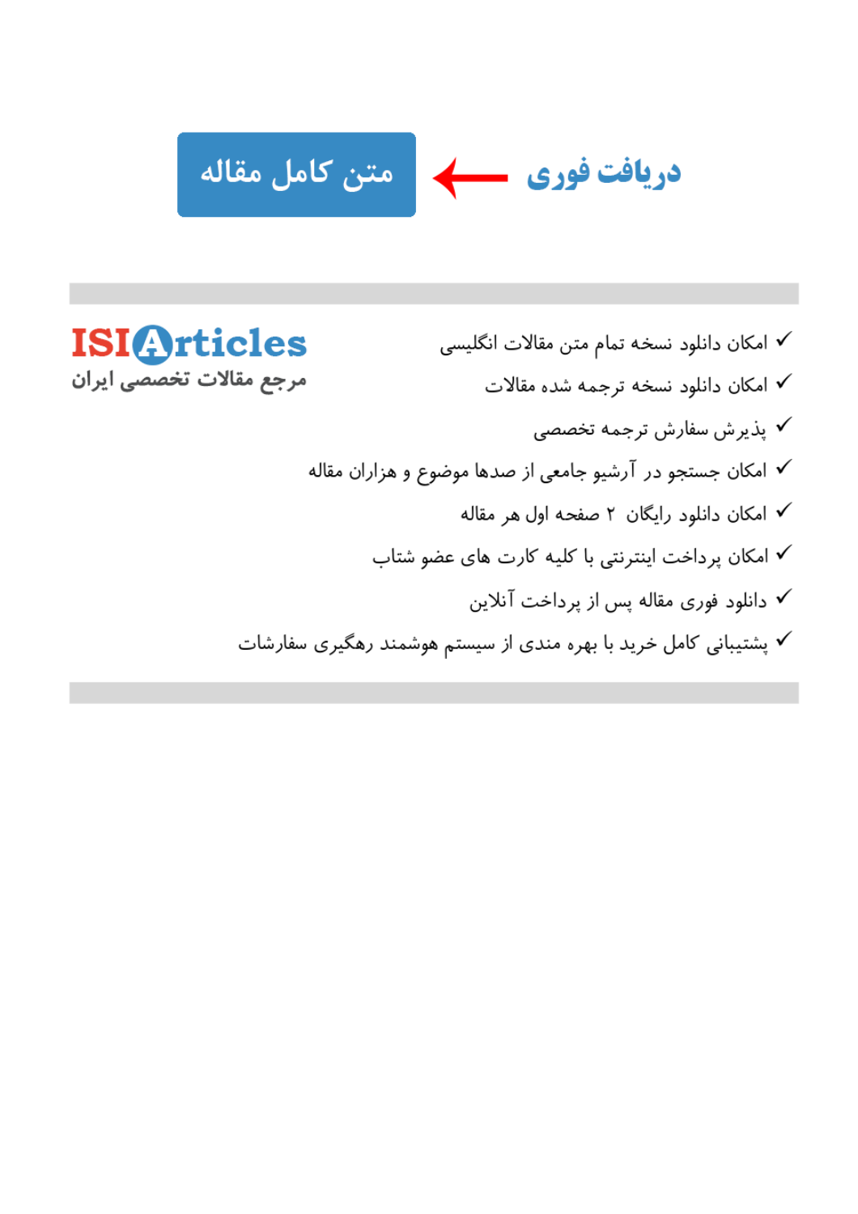دریافت فوری ← **متن کامل مقاله**

**ISIArticles**

مرجع مقالات تخصصی ایران

- ✓ امکان دانلود نسخه تمام متن مقالات انگلیسی
- ✓ امکان دانلود نسخه ترجمه شده مقالات
- ✓ پذیرش سفارش ترجمه تخصصی
- ✓ امکان جستجو در آرشیو جامعی از صدها موضوع و هزاران مقاله
- ✓ امکان دانلود رایگان ۲ صفحه اول هر مقاله
- ✓ امکان پرداخت اینترنتی با کلیه کارت های عضو شتاب
- ✓ دانلود فوری مقاله پس از پرداخت آنلاین
- ✓ پشتیبانی کامل خرید با بهره مندی از سیستم هوشمند رهگیری سفارشات